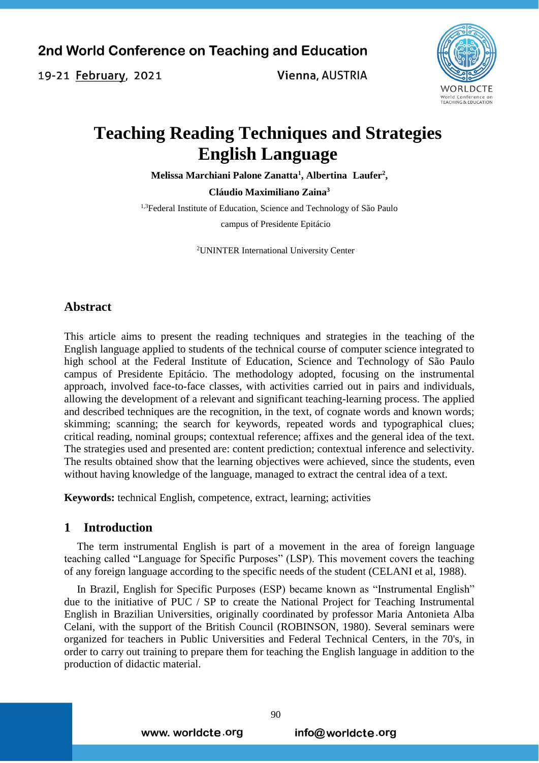# Teaching Reading Techniques and Strategies English Language

**Melissa Marchiani Palone Zanatta[1], Albertina Laufer[2], Cláudio Maximiliano Zaina[3]**

[1,3]Federal Institute of Education, Science and Technology of São Paulo campus of Presidente Epitácio

[2]UNINTER International University Center

## Abstract

This article aims to present the reading techniques and strategies in the teaching of the English language applied to students of the technical course of computer science integrated to high school at the Federal Institute of Education, Science and Technology of São Paulo campus of Presidente Epitácio. The methodology adopted, focusing on the instrumental approach, involved face-to-face classes, with activities carried out in pairs and individuals, allowing the development of a relevant and significant teaching-learning process. The applied and described techniques are the recognition, in the text, of cognate words and known words; skimming; scanning; the search for keywords, repeated words and typographical clues; critical reading, nominal groups; contextual reference; affixes and the general idea of the text. The strategies used and presented are: content prediction; contextual inference and selectivity. The results obtained show that the learning objectives were achieved, since the students, even without having knowledge of the language, managed to extract the central idea of a text.

**Keywords:** technical English, competence, extract, learning; activities

## 1 Introduction

The term instrumental English is part of a movement in the area of foreign language teaching called "Language for Specific Purposes" (LSP). This movement covers the teaching of any foreign language according to the specific needs of the student (CELANI et al, 1988).

In Brazil, English for Specific Purposes (ESP) became known as "Instrumental English" due to the initiative of PUC / SP to create the National Project for Teaching Instrumental English in Brazilian Universities, originally coordinated by professor Maria Antonieta Alba Celani, with the support of the British Council (ROBINSON, 1980). Several seminars were organized for teachers in Public Universities and Federal Technical Centers, in the 70's, in order to carry out training to prepare them for teaching the English language in addition to the production of didactic material.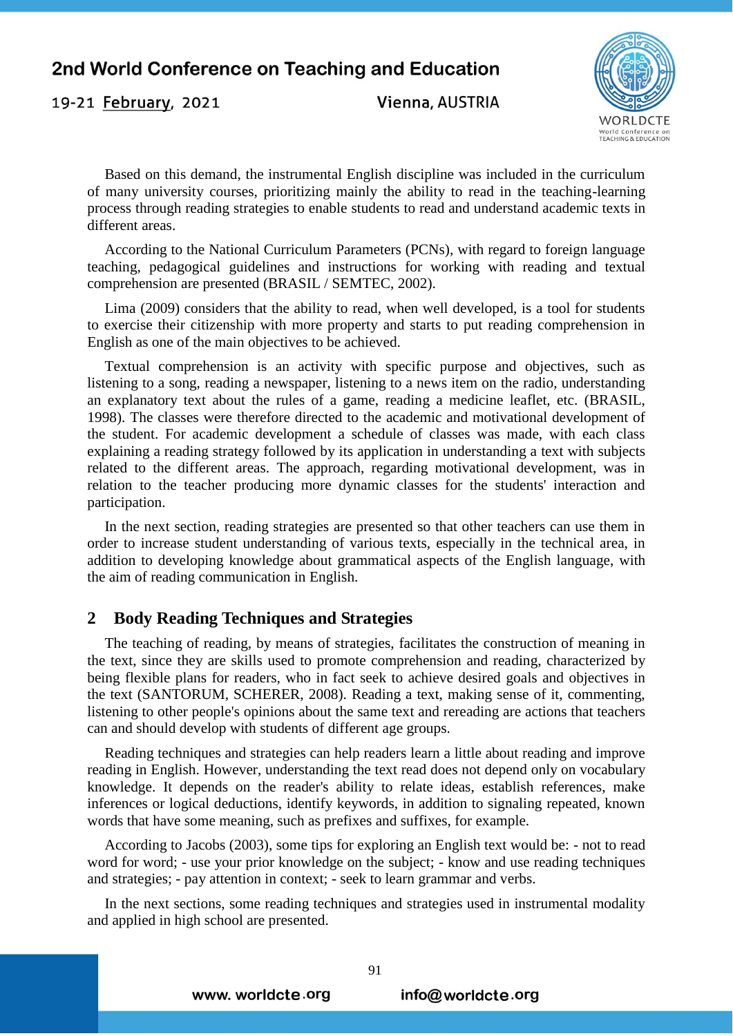Based on this demand, the instrumental English discipline was included in the curriculum of many university courses, prioritizing mainly the ability to read in the teaching-learning process through reading strategies to enable students to read and understand academic texts in different areas.

According to the National Curriculum Parameters (PCNs), with regard to foreign language teaching, pedagogical guidelines and instructions for working with reading and textual comprehension are presented (BRASIL / SEMTEC, 2002).

Lima (2009) considers that the ability to read, when well developed, is a tool for students to exercise their citizenship with more property and starts to put reading comprehension in English as one of the main objectives to be achieved.

Textual comprehension is an activity with specific purpose and objectives, such as listening to a song, reading a newspaper, listening to a news item on the radio, understanding an explanatory text about the rules of a game, reading a medicine leaflet, etc. (BRASIL, 1998). The classes were therefore directed to the academic and motivational development of the student. For academic development a schedule of classes was made, with each class explaining a reading strategy followed by its application in understanding a text with subjects related to the different areas. The approach, regarding motivational development, was in relation to the teacher producing more dynamic classes for the students' interaction and participation.

In the next section, reading strategies are presented so that other teachers can use them in order to increase student understanding of various texts, especially in the technical area, in addition to developing knowledge about grammatical aspects of the English language, with the aim of reading communication in English.

## 2 Body Reading Techniques and Strategies

The teaching of reading, by means of strategies, facilitates the construction of meaning in the text, since they are skills used to promote comprehension and reading, characterized by being flexible plans for readers, who in fact seek to achieve desired goals and objectives in the text (SANTORUM, SCHERER, 2008). Reading a text, making sense of it, commenting, listening to other people's opinions about the same text and rereading are actions that teachers can and should develop with students of different age groups.

Reading techniques and strategies can help readers learn a little about reading and improve reading in English. However, understanding the text read does not depend only on vocabulary knowledge. It depends on the reader's ability to relate ideas, establish references, make inferences or logical deductions, identify keywords, in addition to signaling repeated, known words that have some meaning, such as prefixes and suffixes, for example.

According to Jacobs (2003), some tips for exploring an English text would be: - not to read word for word; - use your prior knowledge on the subject; - know and use reading techniques and strategies; - pay attention in context; - seek to learn grammar and verbs.

In the next sections, some reading techniques and strategies used in instrumental modality and applied in high school are presented.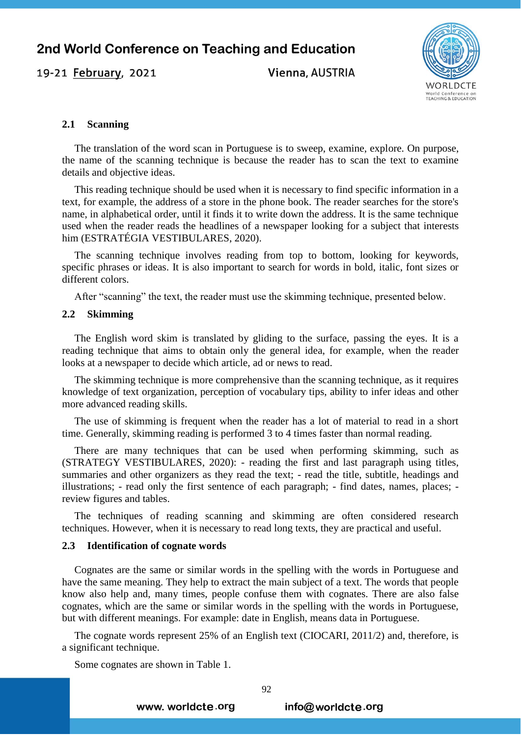### 2.1 Scanning

The translation of the word scan in Portuguese is to sweep, examine, explore. On purpose, the name of the scanning technique is because the reader has to scan the text to examine details and objective ideas.

This reading technique should be used when it is necessary to find specific information in a text, for example, the address of a store in the phone book. The reader searches for the store's name, in alphabetical order, until it finds it to write down the address. It is the same technique used when the reader reads the headlines of a newspaper looking for a subject that interests him (ESTRATÉGIA VESTIBULARES, 2020).

The scanning technique involves reading from top to bottom, looking for keywords, specific phrases or ideas. It is also important to search for words in bold, italic, font sizes or different colors.

After "scanning" the text, the reader must use the skimming technique, presented below.

### 2.2 Skimming

The English word skim is translated by gliding to the surface, passing the eyes. It is a reading technique that aims to obtain only the general idea, for example, when the reader looks at a newspaper to decide which article, ad or news to read.

The skimming technique is more comprehensive than the scanning technique, as it requires knowledge of text organization, perception of vocabulary tips, ability to infer ideas and other more advanced reading skills.

The use of skimming is frequent when the reader has a lot of material to read in a short time. Generally, skimming reading is performed 3 to 4 times faster than normal reading.

There are many techniques that can be used when performing skimming, such as (STRATEGY VESTIBULARES, 2020): - reading the first and last paragraph using titles, summaries and other organizers as they read the text; - read the title, subtitle, headings and illustrations; - read only the first sentence of each paragraph; - find dates, names, places; - review figures and tables.

The techniques of reading scanning and skimming are often considered research techniques. However, when it is necessary to read long texts, they are practical and useful.

### 2.3 Identification of cognate words

Cognates are the same or similar words in the spelling with the words in Portuguese and have the same meaning. They help to extract the main subject of a text. The words that people know also help and, many times, people confuse them with cognates. There are also false cognates, which are the same or similar words in the spelling with the words in Portuguese, but with different meanings. For example: date in English, means data in Portuguese.

The cognate words represent 25% of an English text (CIOCARI, 2011/2) and, therefore, is a significant technique.

Some cognates are shown in Table 1.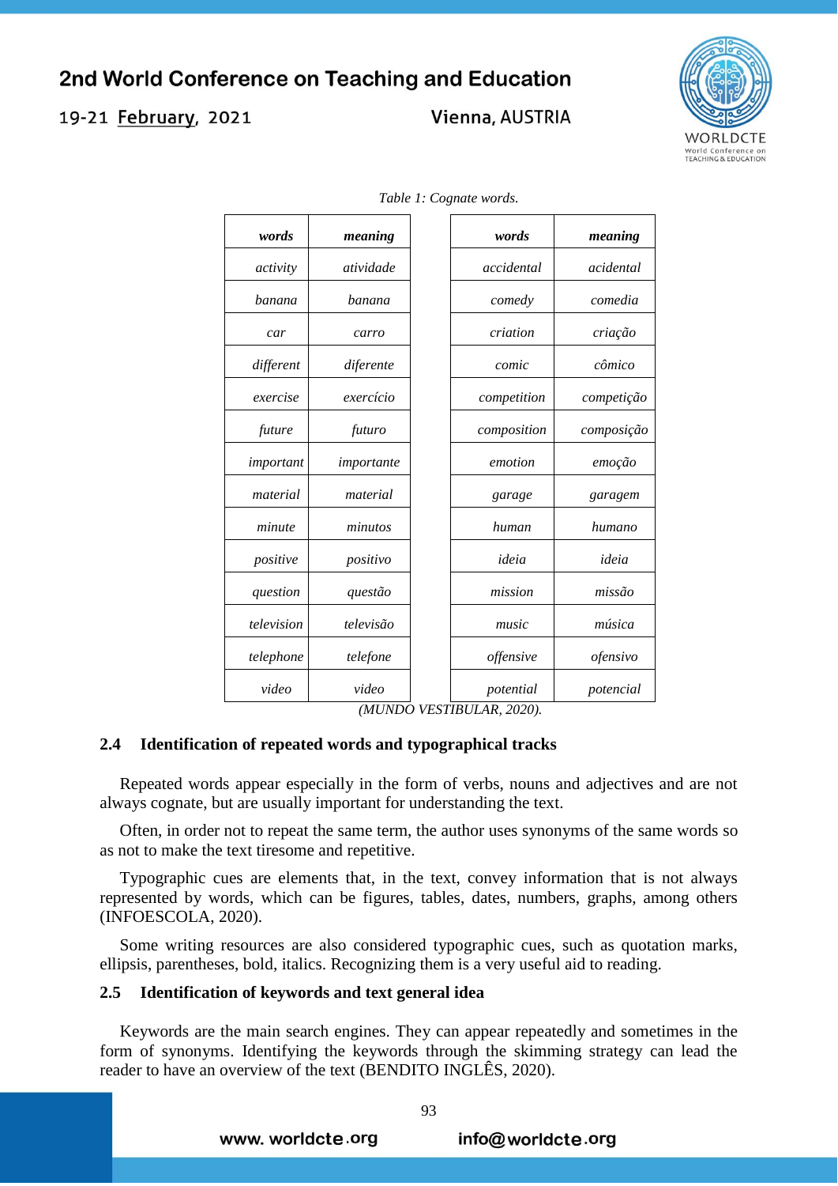*Table 1: Cognate words.*

| *words* | *meaning* | *words* | *meaning* |
|---|---|---|---|
| *activity* | *atividade* | *accidental* | *acidental* |
| *banana* | *banana* | *comedy* | *comedia* |
| *car* | *carro* | *criation* | *criação* |
| *different* | *diferente* | *comic* | *cômico* |
| *exercise* | *exercício* | *competition* | *competição* |
| *future* | *futuro* | *composition* | *composição* |
| *important* | *importante* | *emotion* | *emoção* |
| *material* | *material* | *garage* | *garagem* |
| *minute* | *minutos* | *human* | *humano* |
| *positive* | *positivo* | *ideia* | *ideia* |
| *question* | *questão* | *mission* | *missão* |
| *television* | *televisão* | *music* | *música* |
| *telephone* | *telefone* | *offensive* | *ofensivo* |
| *video* | *video* | *potential* | *potencial* |

*(MUNDO VESTIBULAR, 2020).*

## 2.4 Identification of repeated words and typographical tracks

Repeated words appear especially in the form of verbs, nouns and adjectives and are not always cognate, but are usually important for understanding the text.

Often, in order not to repeat the same term, the author uses synonyms of the same words so as not to make the text tiresome and repetitive.

Typographic cues are elements that, in the text, convey information that is not always represented by words, which can be figures, tables, dates, numbers, graphs, among others (INFOESCOLA, 2020).

Some writing resources are also considered typographic cues, such as quotation marks, ellipsis, parentheses, bold, italics. Recognizing them is a very useful aid to reading.

## 2.5 Identification of keywords and text general idea

Keywords are the main search engines. They can appear repeatedly and sometimes in the form of synonyms. Identifying the keywords through the skimming strategy can lead the reader to have an overview of the text (BENDITO INGLÊS, 2020).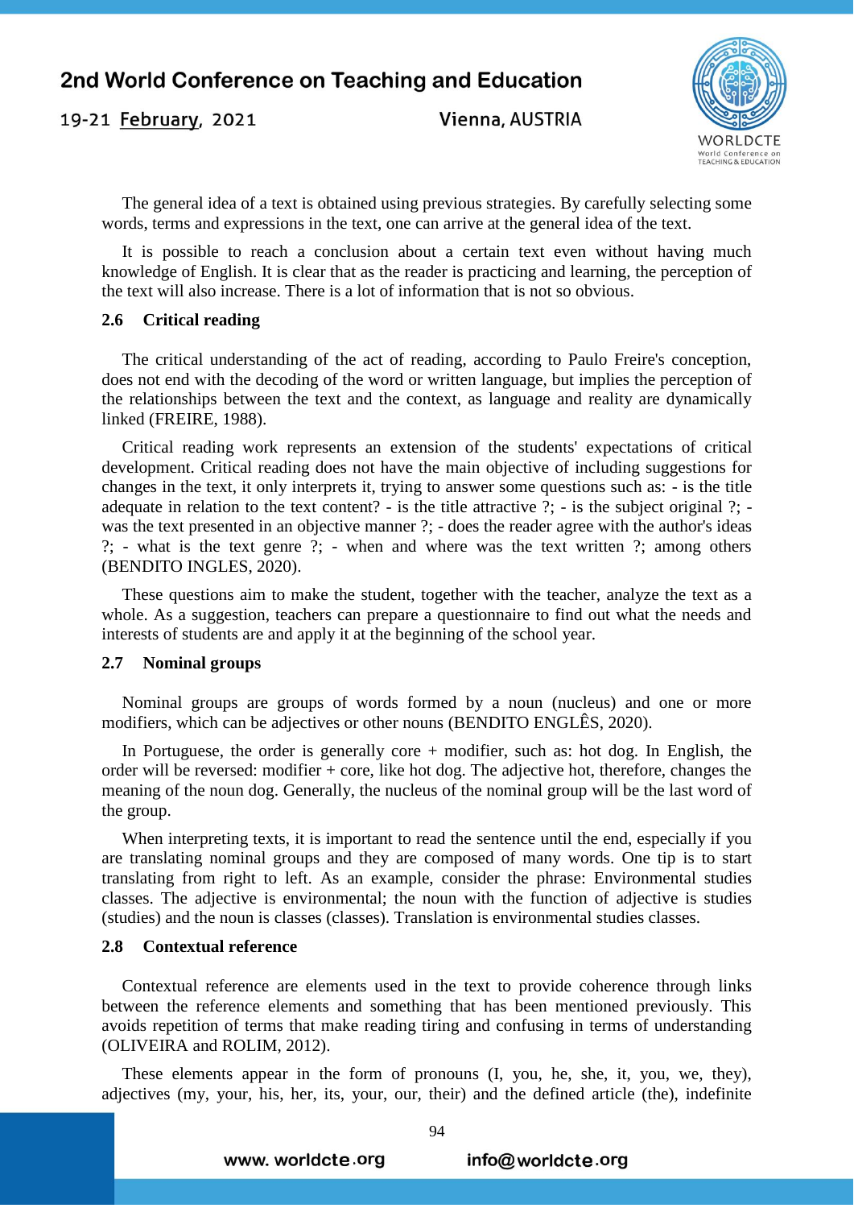The general idea of a text is obtained using previous strategies. By carefully selecting some words, terms and expressions in the text, one can arrive at the general idea of the text.

It is possible to reach a conclusion about a certain text even without having much knowledge of English. It is clear that as the reader is practicing and learning, the perception of the text will also increase. There is a lot of information that is not so obvious.

### 2.6 Critical reading

The critical understanding of the act of reading, according to Paulo Freire's conception, does not end with the decoding of the word or written language, but implies the perception of the relationships between the text and the context, as language and reality are dynamically linked (FREIRE, 1988).

Critical reading work represents an extension of the students' expectations of critical development. Critical reading does not have the main objective of including suggestions for changes in the text, it only interprets it, trying to answer some questions such as: - is the title adequate in relation to the text content? - is the title attractive ?; - is the subject original ?; - was the text presented in an objective manner ?; - does the reader agree with the author's ideas ?; - what is the text genre ?; - when and where was the text written ?; among others (BENDITO INGLES, 2020).

These questions aim to make the student, together with the teacher, analyze the text as a whole. As a suggestion, teachers can prepare a questionnaire to find out what the needs and interests of students are and apply it at the beginning of the school year.

### 2.7 Nominal groups

Nominal groups are groups of words formed by a noun (nucleus) and one or more modifiers, which can be adjectives or other nouns (BENDITO ENGLÊS, 2020).

In Portuguese, the order is generally core + modifier, such as: hot dog. In English, the order will be reversed: modifier + core, like hot dog. The adjective hot, therefore, changes the meaning of the noun dog. Generally, the nucleus of the nominal group will be the last word of the group.

When interpreting texts, it is important to read the sentence until the end, especially if you are translating nominal groups and they are composed of many words. One tip is to start translating from right to left. As an example, consider the phrase: Environmental studies classes. The adjective is environmental; the noun with the function of adjective is studies (studies) and the noun is classes (classes). Translation is environmental studies classes.

### 2.8 Contextual reference

Contextual reference are elements used in the text to provide coherence through links between the reference elements and something that has been mentioned previously. This avoids repetition of terms that make reading tiring and confusing in terms of understanding (OLIVEIRA and ROLIM, 2012).

These elements appear in the form of pronouns (I, you, he, she, it, you, we, they), adjectives (my, your, his, her, its, your, our, their) and the defined article (the), indefinite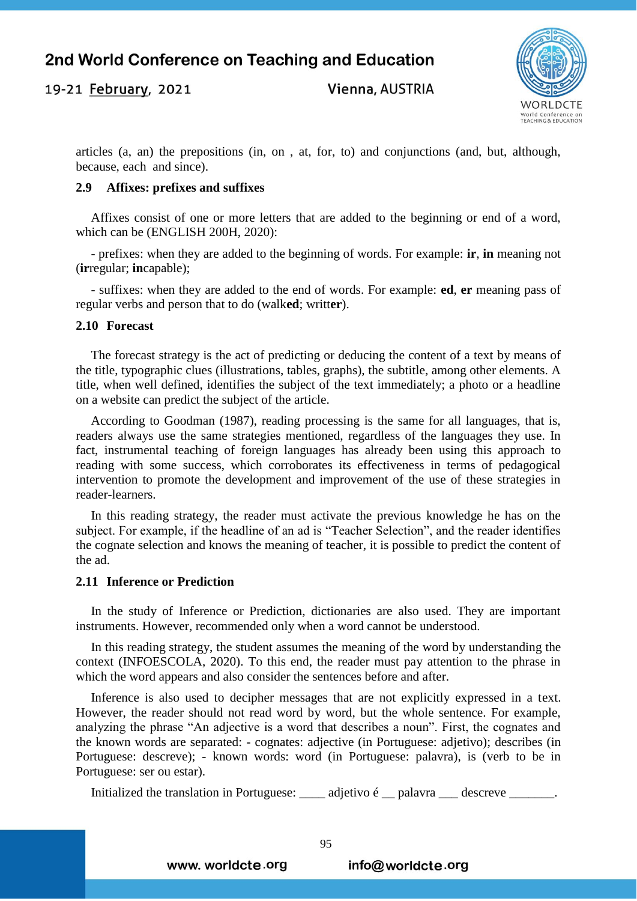articles (a, an) the prepositions (in, on , at, for, to) and conjunctions (and, but, although, because, each and since).

### 2.9 Affixes: prefixes and suffixes

Affixes consist of one or more letters that are added to the beginning or end of a word, which can be (ENGLISH 200H, 2020):

- prefixes: when they are added to the beginning of words. For example: **ir**, **in** meaning not (**ir**regular; **in**capable);

- suffixes: when they are added to the end of words. For example: **ed**, **er** meaning pass of regular verbs and person that to do (walk**ed**; writt**er**).

### 2.10 Forecast

The forecast strategy is the act of predicting or deducing the content of a text by means of the title, typographic clues (illustrations, tables, graphs), the subtitle, among other elements. A title, when well defined, identifies the subject of the text immediately; a photo or a headline on a website can predict the subject of the article.

According to Goodman (1987), reading processing is the same for all languages, that is, readers always use the same strategies mentioned, regardless of the languages they use. In fact, instrumental teaching of foreign languages has already been using this approach to reading with some success, which corroborates its effectiveness in terms of pedagogical intervention to promote the development and improvement of the use of these strategies in reader-learners.

In this reading strategy, the reader must activate the previous knowledge he has on the subject. For example, if the headline of an ad is "Teacher Selection", and the reader identifies the cognate selection and knows the meaning of teacher, it is possible to predict the content of the ad.

### 2.11 Inference or Prediction

In the study of Inference or Prediction, dictionaries are also used. They are important instruments. However, recommended only when a word cannot be understood.

In this reading strategy, the student assumes the meaning of the word by understanding the context (INFOESCOLA, 2020). To this end, the reader must pay attention to the phrase in which the word appears and also consider the sentences before and after.

Inference is also used to decipher messages that are not explicitly expressed in a text. However, the reader should not read word by word, but the whole sentence. For example, analyzing the phrase "An adjective is a word that describes a noun". First, the cognates and the known words are separated: - cognates: adjective (in Portuguese: adjetivo); describes (in Portuguese: descreve); - known words: word (in Portuguese: palavra), is (verb to be in Portuguese: ser ou estar).

Initialized the translation in Portuguese: ____ adjetivo é __ palavra ___ descreve _______.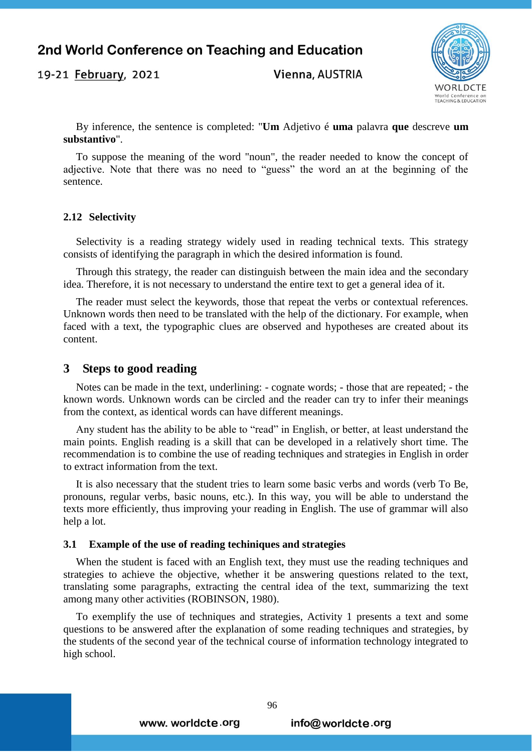By inference, the sentence is completed: "**Um** Adjetivo é **uma** palavra **que** descreve **um substantivo**".

To suppose the meaning of the word "noun", the reader needed to know the concept of adjective. Note that there was no need to "guess" the word an at the beginning of the sentence.

### 2.12 Selectivity

Selectivity is a reading strategy widely used in reading technical texts. This strategy consists of identifying the paragraph in which the desired information is found.

Through this strategy, the reader can distinguish between the main idea and the secondary idea. Therefore, it is not necessary to understand the entire text to get a general idea of it.

The reader must select the keywords, those that repeat the verbs or contextual references. Unknown words then need to be translated with the help of the dictionary. For example, when faced with a text, the typographic clues are observed and hypotheses are created about its content.

## 3 Steps to good reading

Notes can be made in the text, underlining: - cognate words; - those that are repeated; - the known words. Unknown words can be circled and the reader can try to infer their meanings from the context, as identical words can have different meanings.

Any student has the ability to be able to "read" in English, or better, at least understand the main points. English reading is a skill that can be developed in a relatively short time. The recommendation is to combine the use of reading techniques and strategies in English in order to extract information from the text.

It is also necessary that the student tries to learn some basic verbs and words (verb To Be, pronouns, regular verbs, basic nouns, etc.). In this way, you will be able to understand the texts more efficiently, thus improving your reading in English. The use of grammar will also help a lot.

### 3.1 Example of the use of reading techiniques and strategies

When the student is faced with an English text, they must use the reading techniques and strategies to achieve the objective, whether it be answering questions related to the text, translating some paragraphs, extracting the central idea of the text, summarizing the text among many other activities (ROBINSON, 1980).

To exemplify the use of techniques and strategies, Activity 1 presents a text and some questions to be answered after the explanation of some reading techniques and strategies, by the students of the second year of the technical course of information technology integrated to high school.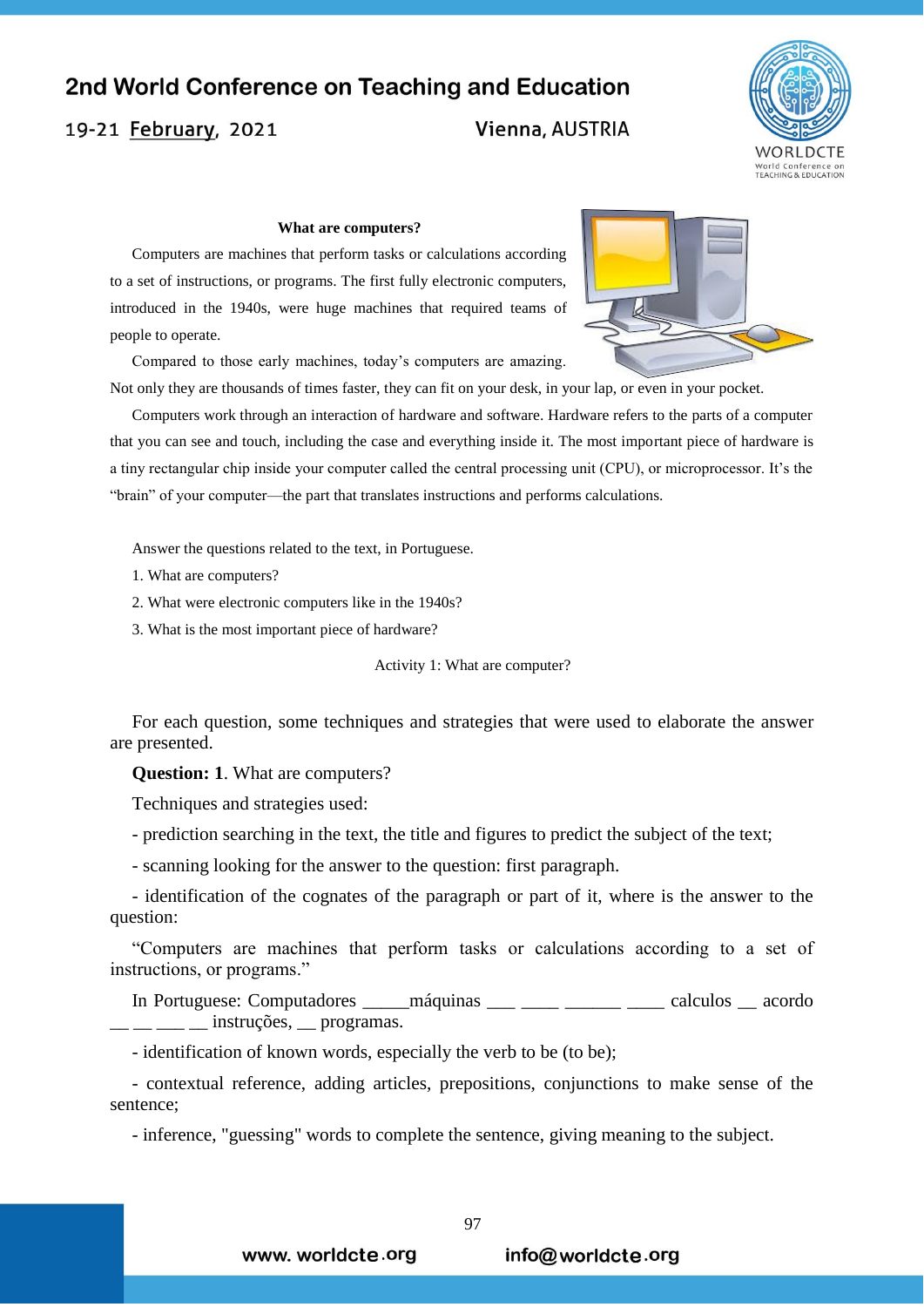**What are computers?**

Computers are machines that perform tasks or calculations according to a set of instructions, or programs. The first fully electronic computers, introduced in the 1940s, were huge machines that required teams of people to operate.

Compared to those early machines, today's computers are amazing. Not only they are thousands of times faster, they can fit on your desk, in your lap, or even in your pocket.

Computers work through an interaction of hardware and software. Hardware refers to the parts of a computer that you can see and touch, including the case and everything inside it. The most important piece of hardware is a tiny rectangular chip inside your computer called the central processing unit (CPU), or microprocessor. It's the "brain" of your computer—the part that translates instructions and performs calculations.

Answer the questions related to the text, in Portuguese.

1. What are computers?
2. What were electronic computers like in the 1940s?
3. What is the most important piece of hardware?

Activity 1: What are computer?

For each question, some techniques and strategies that were used to elaborate the answer are presented.

**Question: 1**. What are computers?

Techniques and strategies used:

- prediction searching in the text, the title and figures to predict the subject of the text;

- scanning looking for the answer to the question: first paragraph.

- identification of the cognates of the paragraph or part of it, where is the answer to the question:

"Computers are machines that perform tasks or calculations according to a set of instructions, or programs."

In Portuguese: Computadores _____máquinas ___ ____ ______ ____ calculos __ acordo __ __ ___ __ instruções, __ programas.

- identification of known words, especially the verb to be (to be);

- contextual reference, adding articles, prepositions, conjunctions to make sense of the sentence;

- inference, "guessing" words to complete the sentence, giving meaning to the subject.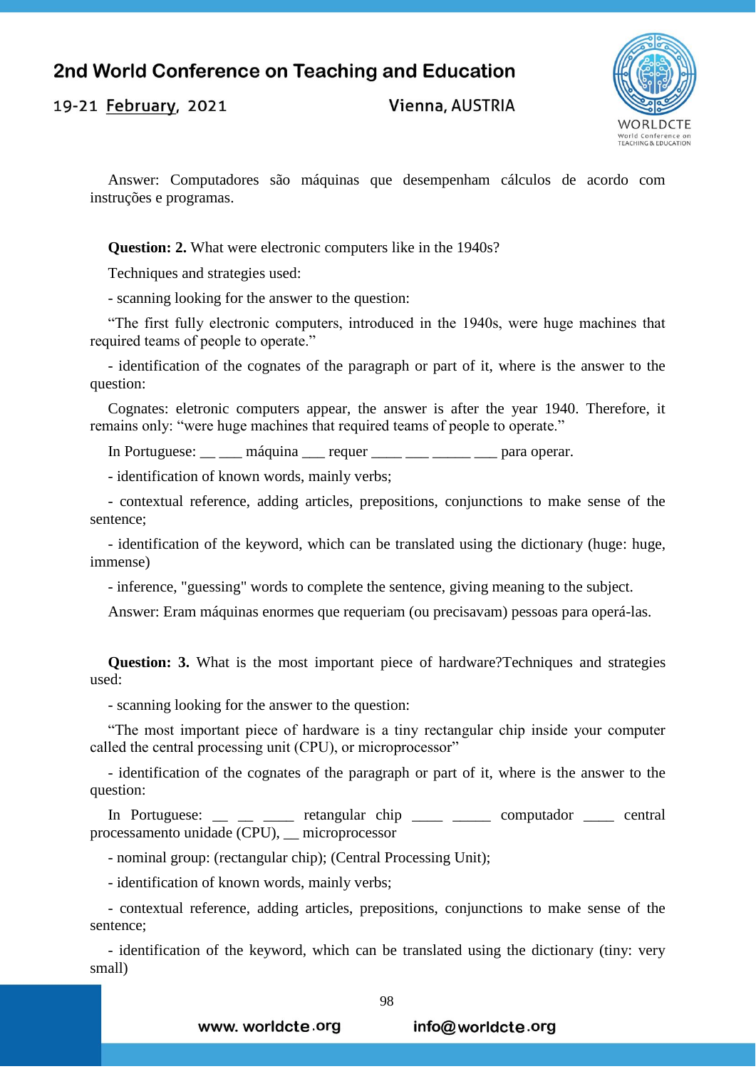Answer: Computadores são máquinas que desempenham cálculos de acordo com instruções e programas.

**Question: 2.** What were electronic computers like in the 1940s?

Techniques and strategies used:

- scanning looking for the answer to the question:

"The first fully electronic computers, introduced in the 1940s, were huge machines that required teams of people to operate."

- identification of the cognates of the paragraph or part of it, where is the answer to the question:

Cognates: eletronic computers appear, the answer is after the year 1940. Therefore, it remains only: "were huge machines that required teams of people to operate."

In Portuguese: __ ___ máquina ___ requer ____ ___ _____ ___ para operar.

- identification of known words, mainly verbs;

- contextual reference, adding articles, prepositions, conjunctions to make sense of the sentence;

- identification of the keyword, which can be translated using the dictionary (huge: huge, immense)

- inference, "guessing" words to complete the sentence, giving meaning to the subject.

Answer: Eram máquinas enormes que requeriam (ou precisavam) pessoas para operá-las.

**Question: 3.** What is the most important piece of hardware?Techniques and strategies used:

- scanning looking for the answer to the question:

"The most important piece of hardware is a tiny rectangular chip inside your computer called the central processing unit (CPU), or microprocessor"

- identification of the cognates of the paragraph or part of it, where is the answer to the question:

In Portuguese: __ __ ____ retangular chip ____ _____ computador ____ central processamento unidade (CPU), __ microprocessor

- nominal group: (rectangular chip); (Central Processing Unit);

- identification of known words, mainly verbs;

- contextual reference, adding articles, prepositions, conjunctions to make sense of the sentence;

- identification of the keyword, which can be translated using the dictionary (tiny: very small)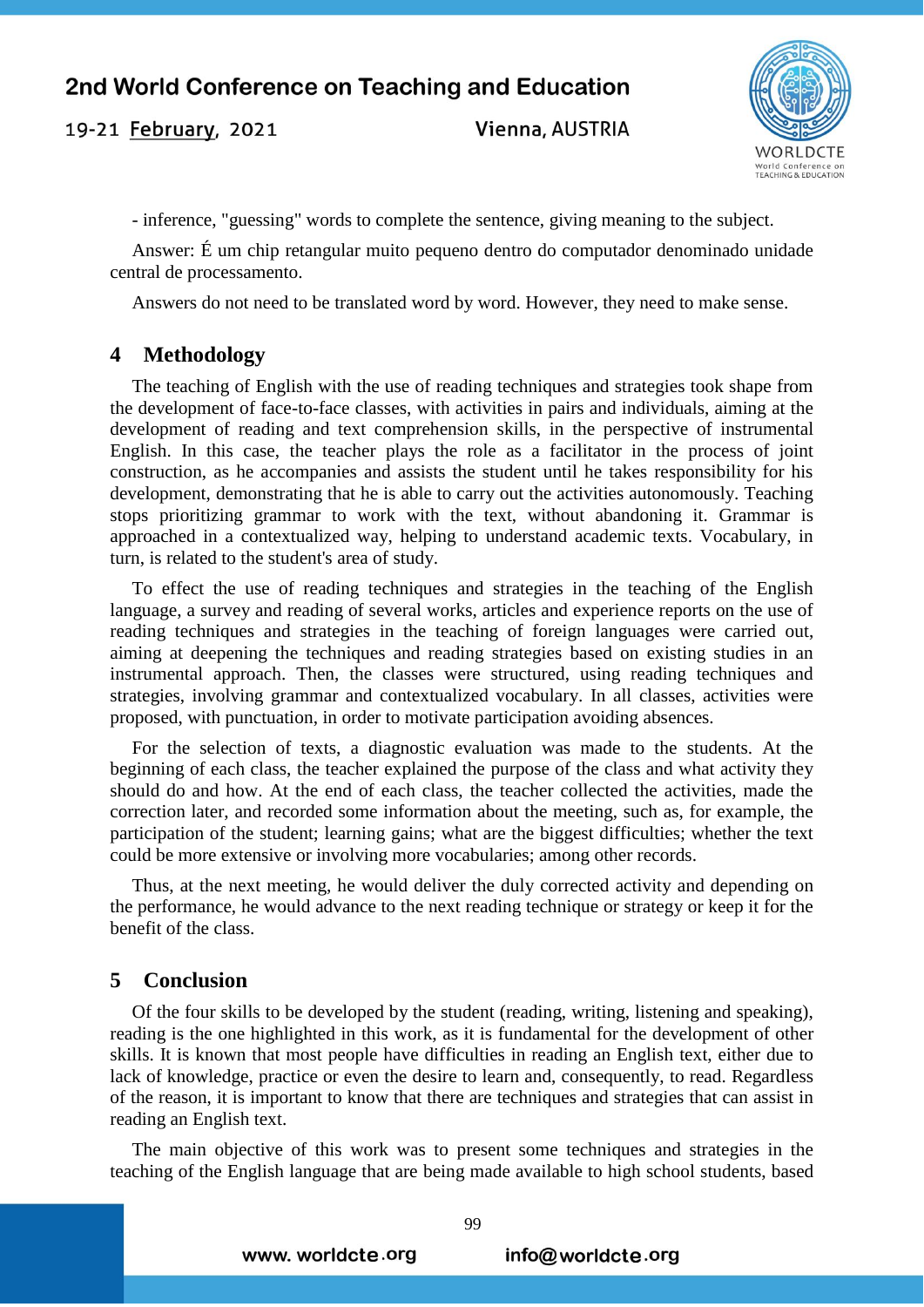- inference, "guessing" words to complete the sentence, giving meaning to the subject.

Answer: É um chip retangular muito pequeno dentro do computador denominado unidade central de processamento.

Answers do not need to be translated word by word. However, they need to make sense.

## 4 Methodology

The teaching of English with the use of reading techniques and strategies took shape from the development of face-to-face classes, with activities in pairs and individuals, aiming at the development of reading and text comprehension skills, in the perspective of instrumental English. In this case, the teacher plays the role as a facilitator in the process of joint construction, as he accompanies and assists the student until he takes responsibility for his development, demonstrating that he is able to carry out the activities autonomously. Teaching stops prioritizing grammar to work with the text, without abandoning it. Grammar is approached in a contextualized way, helping to understand academic texts. Vocabulary, in turn, is related to the student's area of study.

To effect the use of reading techniques and strategies in the teaching of the English language, a survey and reading of several works, articles and experience reports on the use of reading techniques and strategies in the teaching of foreign languages were carried out, aiming at deepening the techniques and reading strategies based on existing studies in an instrumental approach. Then, the classes were structured, using reading techniques and strategies, involving grammar and contextualized vocabulary. In all classes, activities were proposed, with punctuation, in order to motivate participation avoiding absences.

For the selection of texts, a diagnostic evaluation was made to the students. At the beginning of each class, the teacher explained the purpose of the class and what activity they should do and how. At the end of each class, the teacher collected the activities, made the correction later, and recorded some information about the meeting, such as, for example, the participation of the student; learning gains; what are the biggest difficulties; whether the text could be more extensive or involving more vocabularies; among other records.

Thus, at the next meeting, he would deliver the duly corrected activity and depending on the performance, he would advance to the next reading technique or strategy or keep it for the benefit of the class.

## 5 Conclusion

Of the four skills to be developed by the student (reading, writing, listening and speaking), reading is the one highlighted in this work, as it is fundamental for the development of other skills. It is known that most people have difficulties in reading an English text, either due to lack of knowledge, practice or even the desire to learn and, consequently, to read. Regardless of the reason, it is important to know that there are techniques and strategies that can assist in reading an English text.

The main objective of this work was to present some techniques and strategies in the teaching of the English language that are being made available to high school students, based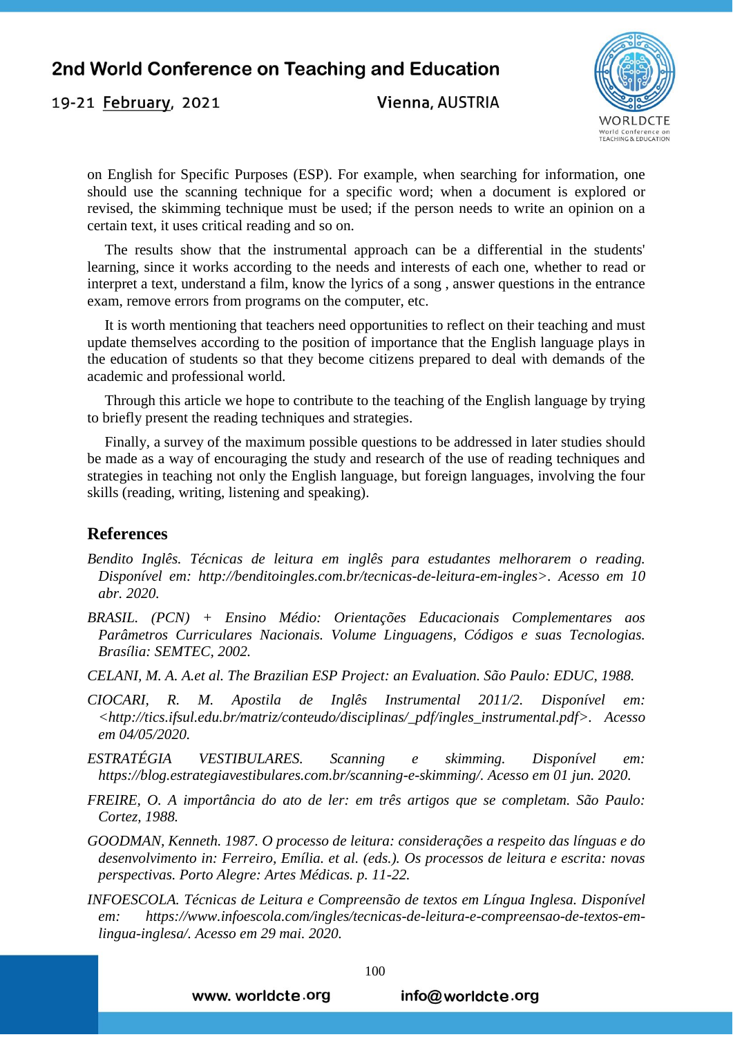on English for Specific Purposes (ESP). For example, when searching for information, one should use the scanning technique for a specific word; when a document is explored or revised, the skimming technique must be used; if the person needs to write an opinion on a certain text, it uses critical reading and so on.

The results show that the instrumental approach can be a differential in the students' learning, since it works according to the needs and interests of each one, whether to read or interpret a text, understand a film, know the lyrics of a song , answer questions in the entrance exam, remove errors from programs on the computer, etc.

It is worth mentioning that teachers need opportunities to reflect on their teaching and must update themselves according to the position of importance that the English language plays in the education of students so that they become citizens prepared to deal with demands of the academic and professional world.

Through this article we hope to contribute to the teaching of the English language by trying to briefly present the reading techniques and strategies.

Finally, a survey of the maximum possible questions to be addressed in later studies should be made as a way of encouraging the study and research of the use of reading techniques and strategies in teaching not only the English language, but foreign languages, involving the four skills (reading, writing, listening and speaking).

## References

*Bendito Inglês. Técnicas de leitura em inglês para estudantes melhorarem o reading. Disponível em: http://benditoingles.com.br/tecnicas-de-leitura-em-ingles>. Acesso em 10 abr. 2020.*

*BRASIL. (PCN) + Ensino Médio: Orientações Educacionais Complementares aos Parâmetros Curriculares Nacionais. Volume Linguagens, Códigos e suas Tecnologias. Brasília: SEMTEC, 2002.*

*CELANI, M. A. A.et al. The Brazilian ESP Project: an Evaluation. São Paulo: EDUC, 1988.*

*CIOCARI, R. M. Apostila de Inglês Instrumental 2011/2. Disponível em: <http://tics.ifsul.edu.br/matriz/conteudo/disciplinas/_pdf/ingles_instrumental.pdf>. Acesso em 04/05/2020.*

*ESTRATÉGIA VESTIBULARES. Scanning e skimming. Disponível em: https://blog.estrategiavestibulares.com.br/scanning-e-skimming/. Acesso em 01 jun. 2020.*

*FREIRE, O. A importância do ato de ler: em três artigos que se completam. São Paulo: Cortez, 1988.*

*GOODMAN, Kenneth. 1987. O processo de leitura: considerações a respeito das línguas e do desenvolvimento in: Ferreiro, Emília. et al. (eds.). Os processos de leitura e escrita: novas perspectivas. Porto Alegre: Artes Médicas. p. 11-22.*

*INFOESCOLA. Técnicas de Leitura e Compreensão de textos em Língua Inglesa. Disponível em: https://www.infoescola.com/ingles/tecnicas-de-leitura-e-compreensao-de-textos-em-lingua-inglesa/. Acesso em 29 mai. 2020.*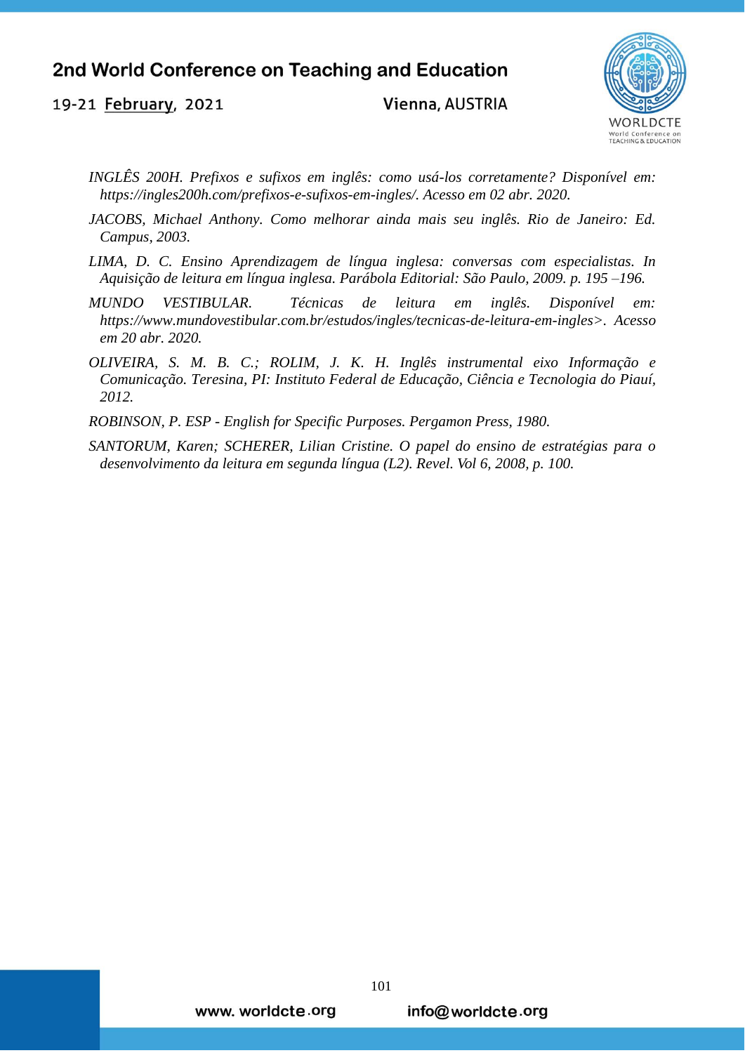*INGLÊS 200H. Prefixos e sufixos em inglês: como usá-los corretamente? Disponível em: https://ingles200h.com/prefixos-e-sufixos-em-ingles/. Acesso em 02 abr. 2020.*

*JACOBS, Michael Anthony. Como melhorar ainda mais seu inglês. Rio de Janeiro: Ed. Campus, 2003.*

*LIMA, D. C. Ensino Aprendizagem de língua inglesa: conversas com especialistas. In Aquisição de leitura em língua inglesa. Parábola Editorial: São Paulo, 2009. p. 195 –196.*

*MUNDO VESTIBULAR. Técnicas de leitura em inglês. Disponível em: https://www.mundovestibular.com.br/estudos/ingles/tecnicas-de-leitura-em-ingles>. Acesso em 20 abr. 2020.*

*OLIVEIRA, S. M. B. C.; ROLIM, J. K. H. Inglês instrumental eixo Informação e Comunicação. Teresina, PI: Instituto Federal de Educação, Ciência e Tecnologia do Piauí, 2012.*

*ROBINSON, P. ESP - English for Specific Purposes. Pergamon Press, 1980.*

*SANTORUM, Karen; SCHERER, Lilian Cristine. O papel do ensino de estratégias para o desenvolvimento da leitura em segunda língua (L2). Revel. Vol 6, 2008, p. 100.*